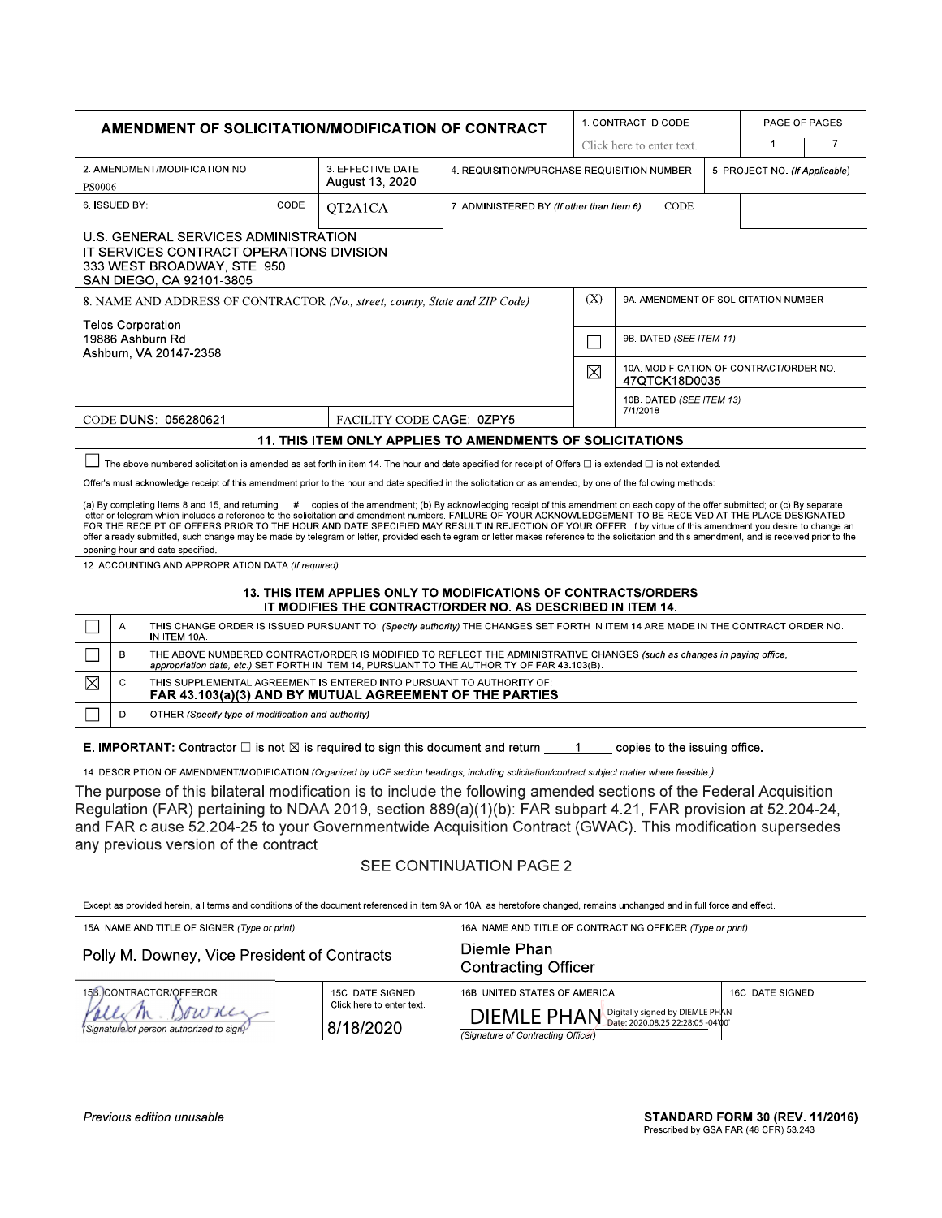# AMENDMENT OF SOLICITATION/MODIFICATION OF CONTRACT

| | |
|---|---|
| 1. CONTRACT ID CODE | Click here to enter text. |
| PAGE OF PAGES | 1 / 7 |
| 2. AMENDMENT/MODIFICATION NO. | PS0006 |
| 3. EFFECTIVE DATE | August 13, 2020 |
| 4. REQUISITION/PURCHASE REQUISITION NUMBER | |
| 5. PROJECT NO. *(If Applicable)* | |
| 6. ISSUED BY: CODE | QT2A1CA |
| 7. ADMINISTERED BY *(If other than Item 6)* CODE | |

U.S. GENERAL SERVICES ADMINISTRATION
IT SERVICES CONTRACT OPERATIONS DIVISION
333 WEST BROADWAY, STE. 950
SAN DIEGO, CA 92101-3805

8. NAME AND ADDRESS OF CONTRACTOR *(No., street, county, State and ZIP Code)*

Telos Corporation
19886 Ashburn Rd
Ashburn, VA 20147-2358

CODE DUNS: 056280621 | FACILITY CODE CAGE: 0ZPY5

(X)

☐ 9A. AMENDMENT OF SOLICITATION NUMBER

☐ 9B. DATED *(SEE ITEM 11)*

☒ 10A. MODIFICATION OF CONTRACT/ORDER NO. 47QTCK18D0035

10B. DATED *(SEE ITEM 13)* 7/1/2018

## 11. THIS ITEM ONLY APPLIES TO AMENDMENTS OF SOLICITATIONS

☐ The above numbered solicitation is amended as set forth in item 14. The hour and date specified for receipt of Offers ☐ is extended ☐ is not extended.

Offer's must acknowledge receipt of this amendment prior to the hour and date specified in the solicitation or as amended, by one of the following methods:

(a) By completing Items 8 and 15, and returning # copies of the amendment; (b) By acknowledging receipt of this amendment on each copy of the offer submitted; or (c) By separate letter or telegram which includes a reference to the solicitation and amendment numbers. FAILURE OF YOUR ACKNOWLEDGEMENT TO BE RECEIVED AT THE PLACE DESIGNATED FOR THE RECEIPT OF OFFERS PRIOR TO THE HOUR AND DATE SPECIFIED MAY RESULT IN REJECTION OF YOUR OFFER. If by virtue of this amendment you desire to change an offer already submitted, such change may be made by telegram or letter, provided each telegram or letter makes reference to the solicitation and this amendment, and is received prior to the opening hour and date specified.

12. ACCOUNTING AND APPROPRIATION DATA *(If required)*

## 13. THIS ITEM APPLIES ONLY TO MODIFICATIONS OF CONTRACTS/ORDERS IT MODIFIES THE CONTRACT/ORDER NO. AS DESCRIBED IN ITEM 14.

| | | |
|---|---|---|
| ☐ | A. | THIS CHANGE ORDER IS ISSUED PURSUANT TO: *(Specify authority)* THE CHANGES SET FORTH IN ITEM 14 ARE MADE IN THE CONTRACT ORDER NO. IN ITEM 10A. |
| ☐ | B. | THE ABOVE NUMBERED CONTRACT/ORDER IS MODIFIED TO REFLECT THE ADMINISTRATIVE CHANGES *(such as changes in paying office, appropriation date, etc.)* SET FORTH IN ITEM 14, PURSUANT TO THE AUTHORITY OF FAR 43.103(B). |
| ☒ | C. | THIS SUPPLEMENTAL AGREEMENT IS ENTERED INTO PURSUANT TO AUTHORITY OF: **FAR 43.103(a)(3) AND BY MUTUAL AGREEMENT OF THE PARTIES** |
| ☐ | D. | OTHER *(Specify type of modification and authority)* |

**E. IMPORTANT:** Contractor ☐ is not ☒ is required to sign this document and return 1 copies to the issuing office.

14. DESCRIPTION OF AMENDMENT/MODIFICATION *(Organized by UCF section headings, including solicitation/contract subject matter where feasible.)*

The purpose of this bilateral modification is to include the following amended sections of the Federal Acquisition Regulation (FAR) pertaining to NDAA 2019, section 889(a)(1)(b): FAR subpart 4.21, FAR provision at 52.204-24, and FAR clause 52.204-25 to your Governmentwide Acquisition Contract (GWAC). This modification supersedes any previous version of the contract.

SEE CONTINUATION PAGE 2

Except as provided herein, all terms and conditions of the document referenced in item 9A or 10A, as heretofore changed, remains unchanged and in full force and effect.

| | |
|---|---|
| 15A. NAME AND TITLE OF SIGNER *(Type or print)* | 16A. NAME AND TITLE OF CONTRACTING OFFICER *(Type or print)* |
| Polly M. Downey, Vice President of Contracts | Diemle Phan, Contracting Officer |
| 15B. CONTRACTOR/OFFEROR: Polly M. Downey *(Signature of person authorized to sign)* | 16B. UNITED STATES OF AMERICA: DIEMLE PHAN — Digitally signed by DIEMLE PHAN Date: 2020.08.25 22:28:05 -04'00' *(Signature of Contracting Officer)* |
| 15C. DATE SIGNED: Click here to enter text. 8/18/2020 | 16C. DATE SIGNED |

Previous edition unusable

**STANDARD FORM 30 (REV. 11/2016)**
Prescribed by GSA FAR (48 CFR) 53.243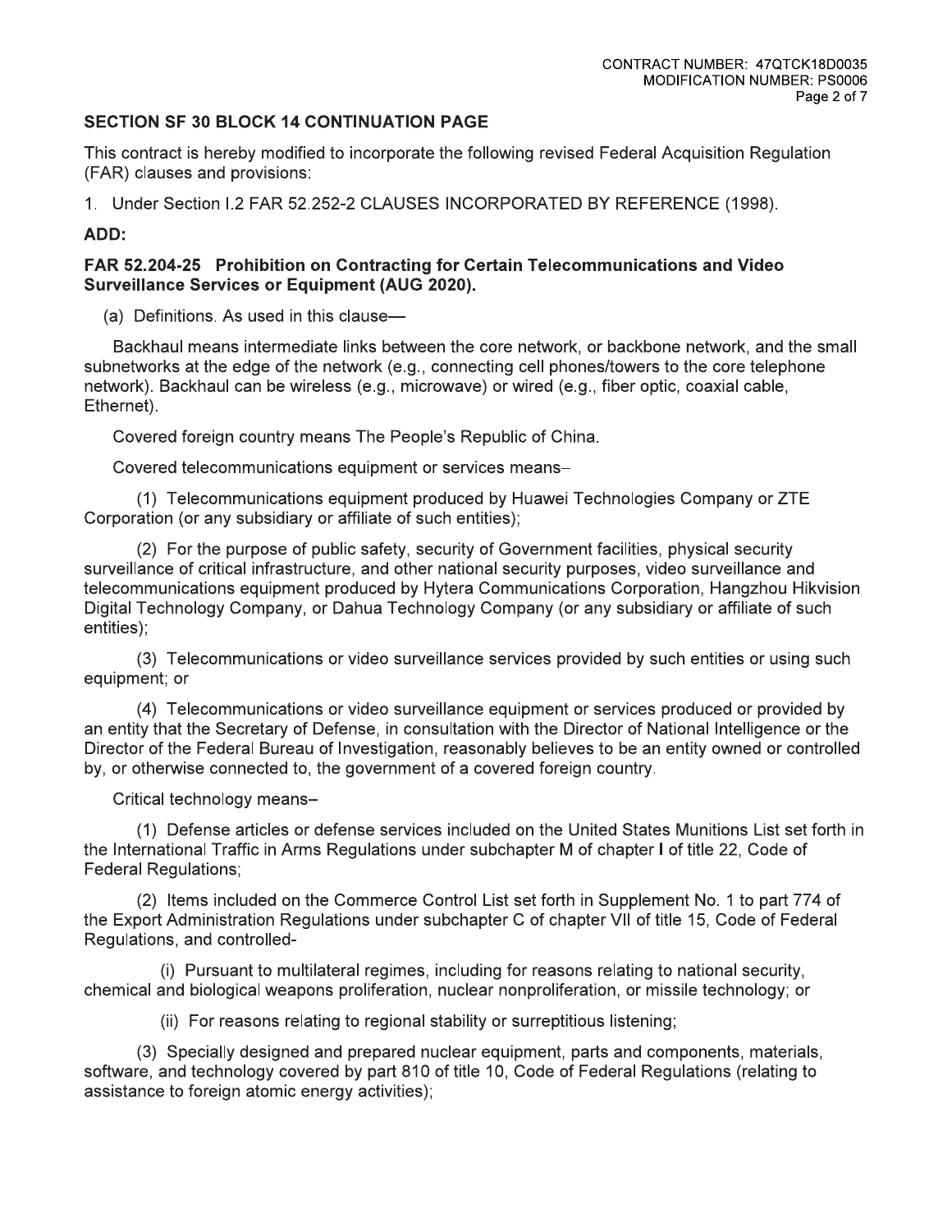## SECTION SF 30 BLOCK 14 CONTINUATION PAGE

This contract is hereby modified to incorporate the following revised Federal Acquisition Regulation (FAR) clauses and provisions:

1. Under Section I.2 FAR 52.252-2 CLAUSES INCORPORATED BY REFERENCE (1998).

**ADD:**

**FAR 52.204-25 Prohibition on Contracting for Certain Telecommunications and Video Surveillance Services or Equipment (AUG 2020).**

(a) Definitions. As used in this clause—

Backhaul means intermediate links between the core network, or backbone network, and the small subnetworks at the edge of the network (e.g., connecting cell phones/towers to the core telephone network). Backhaul can be wireless (e.g., microwave) or wired (e.g., fiber optic, coaxial cable, Ethernet).

Covered foreign country means The People's Republic of China.

Covered telecommunications equipment or services means–

(1) Telecommunications equipment produced by Huawei Technologies Company or ZTE Corporation (or any subsidiary or affiliate of such entities);

(2) For the purpose of public safety, security of Government facilities, physical security surveillance of critical infrastructure, and other national security purposes, video surveillance and telecommunications equipment produced by Hytera Communications Corporation, Hangzhou Hikvision Digital Technology Company, or Dahua Technology Company (or any subsidiary or affiliate of such entities);

(3) Telecommunications or video surveillance services provided by such entities or using such equipment; or

(4) Telecommunications or video surveillance equipment or services produced or provided by an entity that the Secretary of Defense, in consultation with the Director of National Intelligence or the Director of the Federal Bureau of Investigation, reasonably believes to be an entity owned or controlled by, or otherwise connected to, the government of a covered foreign country.

Critical technology means–

(1) Defense articles or defense services included on the United States Munitions List set forth in the International Traffic in Arms Regulations under subchapter M of chapter I of title 22, Code of Federal Regulations;

(2) Items included on the Commerce Control List set forth in Supplement No. 1 to part 774 of the Export Administration Regulations under subchapter C of chapter VII of title 15, Code of Federal Regulations, and controlled-

(i) Pursuant to multilateral regimes, including for reasons relating to national security, chemical and biological weapons proliferation, nuclear nonproliferation, or missile technology; or

(ii) For reasons relating to regional stability or surreptitious listening;

(3) Specially designed and prepared nuclear equipment, parts and components, materials, software, and technology covered by part 810 of title 10, Code of Federal Regulations (relating to assistance to foreign atomic energy activities);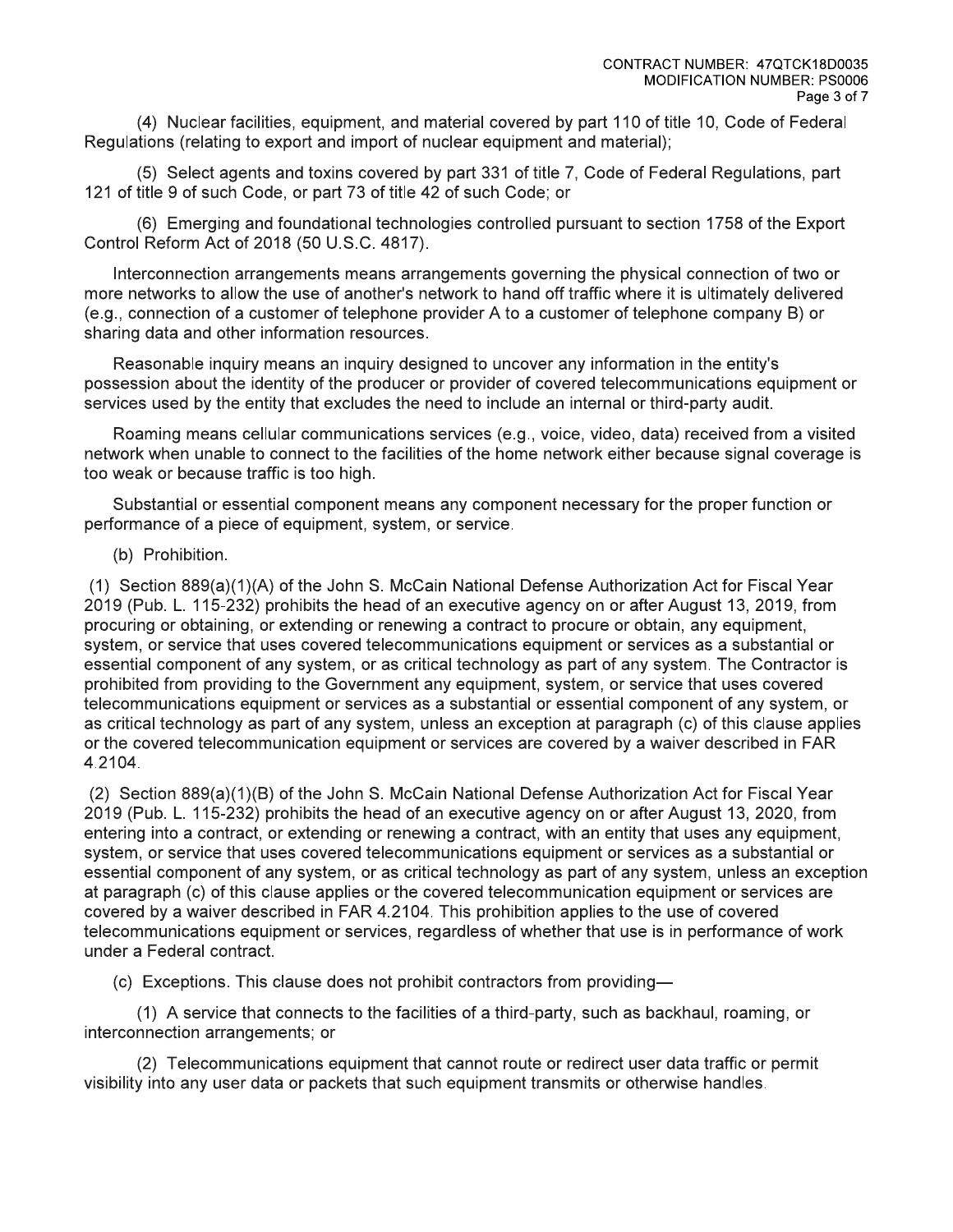(4) Nuclear facilities, equipment, and material covered by part 110 of title 10, Code of Federal Regulations (relating to export and import of nuclear equipment and material);

(5) Select agents and toxins covered by part 331 of title 7, Code of Federal Regulations, part 121 of title 9 of such Code, or part 73 of title 42 of such Code; or

(6) Emerging and foundational technologies controlled pursuant to section 1758 of the Export Control Reform Act of 2018 (50 U.S.C. 4817).

Interconnection arrangements means arrangements governing the physical connection of two or more networks to allow the use of another's network to hand off traffic where it is ultimately delivered (e.g., connection of a customer of telephone provider A to a customer of telephone company B) or sharing data and other information resources.

Reasonable inquiry means an inquiry designed to uncover any information in the entity's possession about the identity of the producer or provider of covered telecommunications equipment or services used by the entity that excludes the need to include an internal or third-party audit.

Roaming means cellular communications services (e.g., voice, video, data) received from a visited network when unable to connect to the facilities of the home network either because signal coverage is too weak or because traffic is too high.

Substantial or essential component means any component necessary for the proper function or performance of a piece of equipment, system, or service.

(b) Prohibition.

(1) Section 889(a)(1)(A) of the John S. McCain National Defense Authorization Act for Fiscal Year 2019 (Pub. L. 115-232) prohibits the head of an executive agency on or after August 13, 2019, from procuring or obtaining, or extending or renewing a contract to procure or obtain, any equipment, system, or service that uses covered telecommunications equipment or services as a substantial or essential component of any system, or as critical technology as part of any system. The Contractor is prohibited from providing to the Government any equipment, system, or service that uses covered telecommunications equipment or services as a substantial or essential component of any system, or as critical technology as part of any system, unless an exception at paragraph (c) of this clause applies or the covered telecommunication equipment or services are covered by a waiver described in FAR 4.2104.

(2) Section 889(a)(1)(B) of the John S. McCain National Defense Authorization Act for Fiscal Year 2019 (Pub. L. 115-232) prohibits the head of an executive agency on or after August 13, 2020, from entering into a contract, or extending or renewing a contract, with an entity that uses any equipment, system, or service that uses covered telecommunications equipment or services as a substantial or essential component of any system, or as critical technology as part of any system, unless an exception at paragraph (c) of this clause applies or the covered telecommunication equipment or services are covered by a waiver described in FAR 4.2104. This prohibition applies to the use of covered telecommunications equipment or services, regardless of whether that use is in performance of work under a Federal contract.

(c) Exceptions. This clause does not prohibit contractors from providing—

(1) A service that connects to the facilities of a third-party, such as backhaul, roaming, or interconnection arrangements; or

(2) Telecommunications equipment that cannot route or redirect user data traffic or permit visibility into any user data or packets that such equipment transmits or otherwise handles.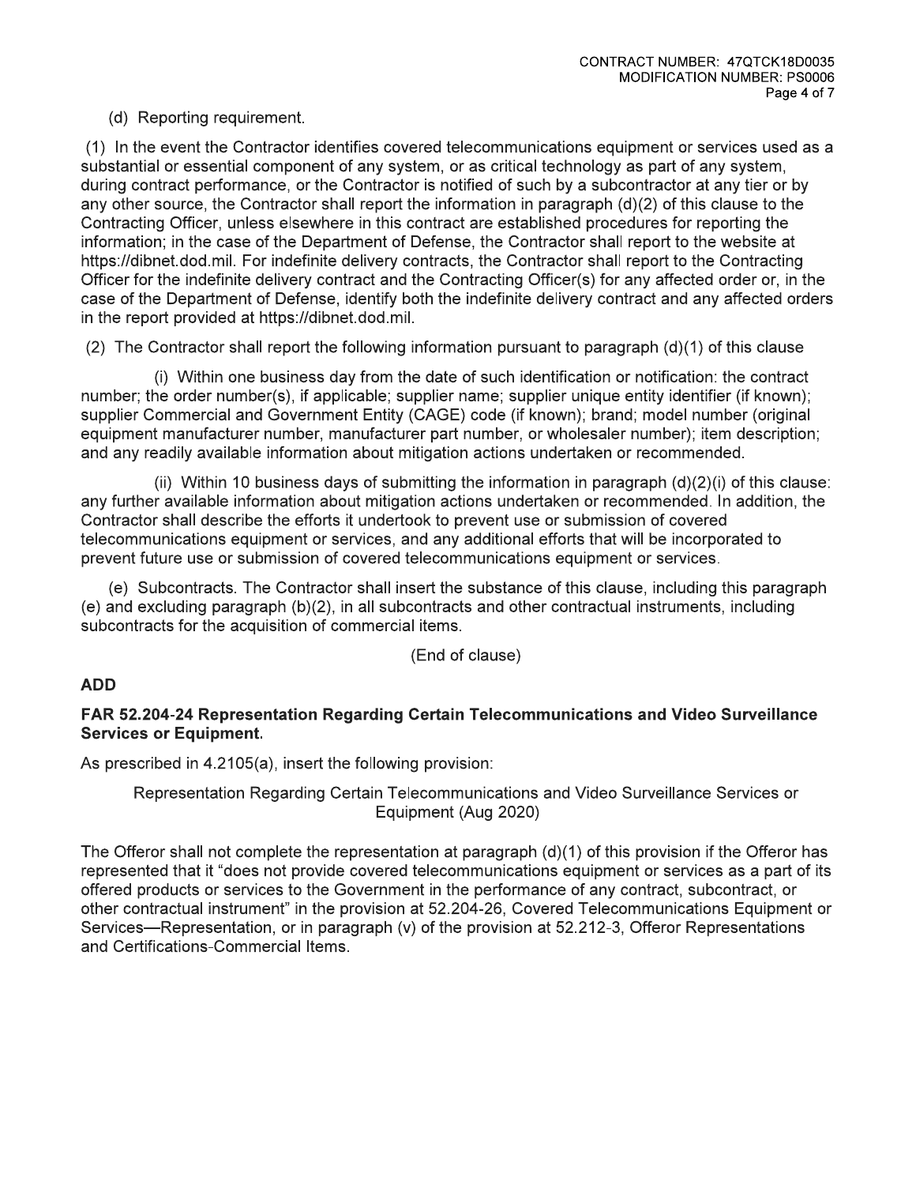(d) Reporting requirement.

(1) In the event the Contractor identifies covered telecommunications equipment or services used as a substantial or essential component of any system, or as critical technology as part of any system, during contract performance, or the Contractor is notified of such by a subcontractor at any tier or by any other source, the Contractor shall report the information in paragraph (d)(2) of this clause to the Contracting Officer, unless elsewhere in this contract are established procedures for reporting the information; in the case of the Department of Defense, the Contractor shall report to the website at https://dibnet.dod.mil. For indefinite delivery contracts, the Contractor shall report to the Contracting Officer for the indefinite delivery contract and the Contracting Officer(s) for any affected order or, in the case of the Department of Defense, identify both the indefinite delivery contract and any affected orders in the report provided at https://dibnet.dod.mil.

(2) The Contractor shall report the following information pursuant to paragraph (d)(1) of this clause

(i) Within one business day from the date of such identification or notification: the contract number; the order number(s), if applicable; supplier name; supplier unique entity identifier (if known); supplier Commercial and Government Entity (CAGE) code (if known); brand; model number (original equipment manufacturer number, manufacturer part number, or wholesaler number); item description; and any readily available information about mitigation actions undertaken or recommended.

(ii) Within 10 business days of submitting the information in paragraph (d)(2)(i) of this clause: any further available information about mitigation actions undertaken or recommended. In addition, the Contractor shall describe the efforts it undertook to prevent use or submission of covered telecommunications equipment or services, and any additional efforts that will be incorporated to prevent future use or submission of covered telecommunications equipment or services.

(e) Subcontracts. The Contractor shall insert the substance of this clause, including this paragraph (e) and excluding paragraph (b)(2), in all subcontracts and other contractual instruments, including subcontracts for the acquisition of commercial items.

(End of clause)

**ADD**

**FAR 52.204-24 Representation Regarding Certain Telecommunications and Video Surveillance Services or Equipment.**

As prescribed in 4.2105(a), insert the following provision:

Representation Regarding Certain Telecommunications and Video Surveillance Services or Equipment (Aug 2020)

The Offeror shall not complete the representation at paragraph (d)(1) of this provision if the Offeror has represented that it "does not provide covered telecommunications equipment or services as a part of its offered products or services to the Government in the performance of any contract, subcontract, or other contractual instrument" in the provision at 52.204-26, Covered Telecommunications Equipment or Services—Representation, or in paragraph (v) of the provision at 52.212-3, Offeror Representations and Certifications-Commercial Items.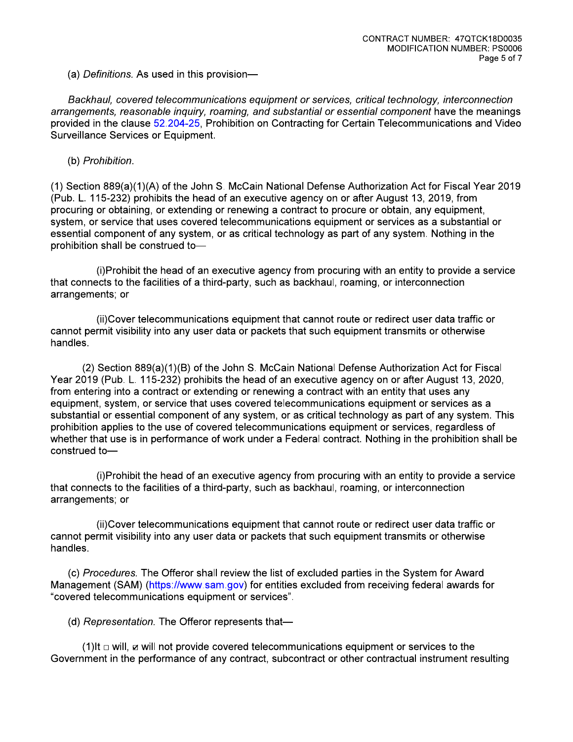(a) *Definitions.* As used in this provision—

*Backhaul, covered telecommunications equipment or services, critical technology, interconnection arrangements, reasonable inquiry, roaming, and substantial or essential component* have the meanings provided in the clause 52.204-25, Prohibition on Contracting for Certain Telecommunications and Video Surveillance Services or Equipment.

(b) *Prohibition.*

(1) Section 889(a)(1)(A) of the John S. McCain National Defense Authorization Act for Fiscal Year 2019 (Pub. L. 115-232) prohibits the head of an executive agency on or after August 13, 2019, from procuring or obtaining, or extending or renewing a contract to procure or obtain, any equipment, system, or service that uses covered telecommunications equipment or services as a substantial or essential component of any system, or as critical technology as part of any system. Nothing in the prohibition shall be construed to—

(i)Prohibit the head of an executive agency from procuring with an entity to provide a service that connects to the facilities of a third-party, such as backhaul, roaming, or interconnection arrangements; or

(ii)Cover telecommunications equipment that cannot route or redirect user data traffic or cannot permit visibility into any user data or packets that such equipment transmits or otherwise handles.

(2) Section 889(a)(1)(B) of the John S. McCain National Defense Authorization Act for Fiscal Year 2019 (Pub. L. 115-232) prohibits the head of an executive agency on or after August 13, 2020, from entering into a contract or extending or renewing a contract with an entity that uses any equipment, system, or service that uses covered telecommunications equipment or services as a substantial or essential component of any system, or as critical technology as part of any system. This prohibition applies to the use of covered telecommunications equipment or services, regardless of whether that use is in performance of work under a Federal contract. Nothing in the prohibition shall be construed to—

(i)Prohibit the head of an executive agency from procuring with an entity to provide a service that connects to the facilities of a third-party, such as backhaul, roaming, or interconnection arrangements; or

(ii)Cover telecommunications equipment that cannot route or redirect user data traffic or cannot permit visibility into any user data or packets that such equipment transmits or otherwise handles.

(c) *Procedures.* The Offeror shall review the list of excluded parties in the System for Award Management (SAM) (https://www.sam.gov) for entities excluded from receiving federal awards for "covered telecommunications equipment or services".

(d) *Representation.* The Offeror represents that—

(1)It ☐ will, ☑ will not provide covered telecommunications equipment or services to the Government in the performance of any contract, subcontract or other contractual instrument resulting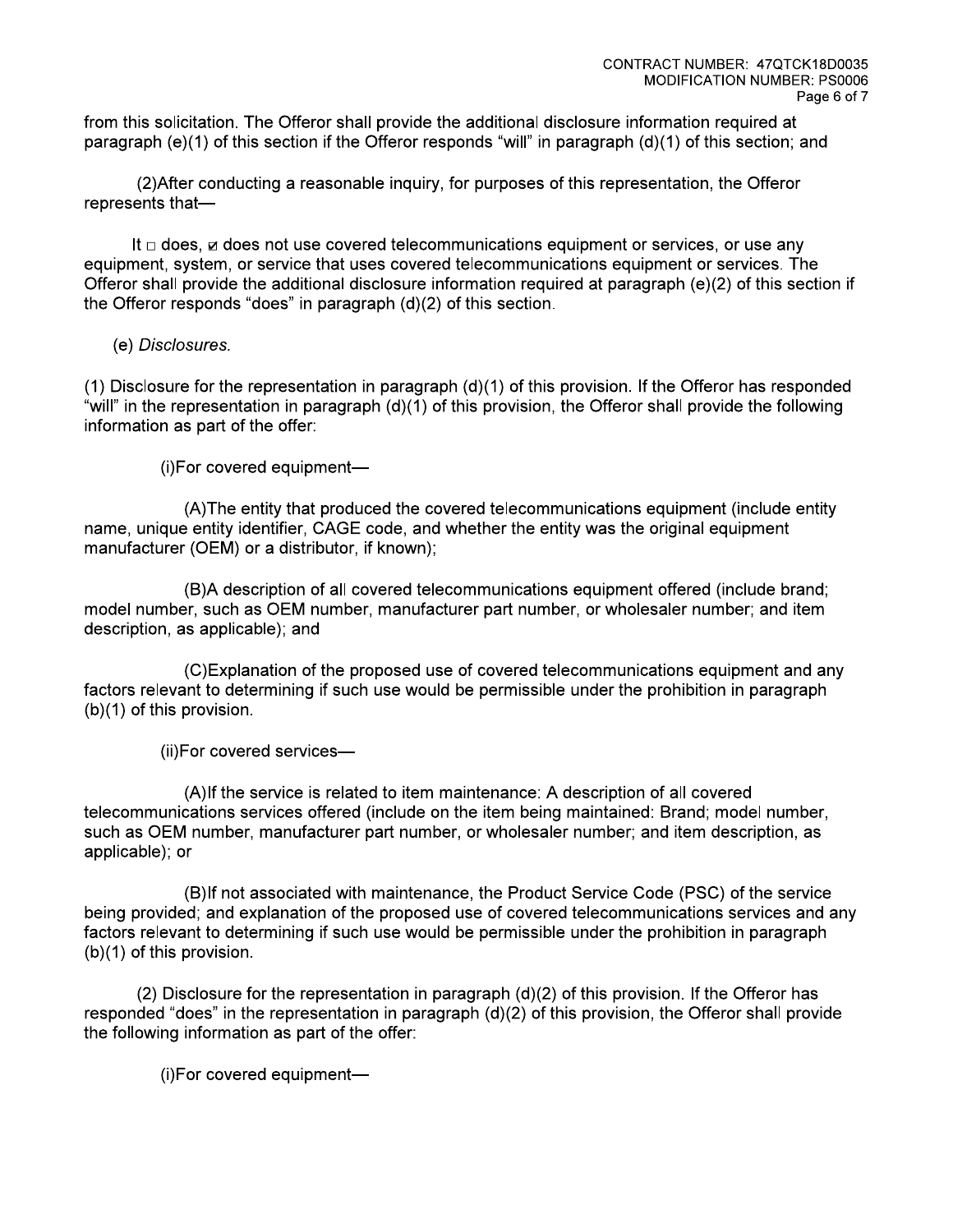from this solicitation. The Offeror shall provide the additional disclosure information required at paragraph (e)(1) of this section if the Offeror responds "will" in paragraph (d)(1) of this section; and

(2)After conducting a reasonable inquiry, for purposes of this representation, the Offeror represents that—

It ☐ does, ☑ does not use covered telecommunications equipment or services, or use any equipment, system, or service that uses covered telecommunications equipment or services. The Offeror shall provide the additional disclosure information required at paragraph (e)(2) of this section if the Offeror responds "does" in paragraph (d)(2) of this section.

(e) *Disclosures.*

(1) Disclosure for the representation in paragraph (d)(1) of this provision. If the Offeror has responded "will" in the representation in paragraph (d)(1) of this provision, the Offeror shall provide the following information as part of the offer:

(i)For covered equipment—

(A)The entity that produced the covered telecommunications equipment (include entity name, unique entity identifier, CAGE code, and whether the entity was the original equipment manufacturer (OEM) or a distributor, if known);

(B)A description of all covered telecommunications equipment offered (include brand; model number, such as OEM number, manufacturer part number, or wholesaler number; and item description, as applicable); and

(C)Explanation of the proposed use of covered telecommunications equipment and any factors relevant to determining if such use would be permissible under the prohibition in paragraph (b)(1) of this provision.

(ii)For covered services—

(A)If the service is related to item maintenance: A description of all covered telecommunications services offered (include on the item being maintained: Brand; model number, such as OEM number, manufacturer part number, or wholesaler number; and item description, as applicable); or

(B)If not associated with maintenance, the Product Service Code (PSC) of the service being provided; and explanation of the proposed use of covered telecommunications services and any factors relevant to determining if such use would be permissible under the prohibition in paragraph (b)(1) of this provision.

(2) Disclosure for the representation in paragraph (d)(2) of this provision. If the Offeror has responded "does" in the representation in paragraph (d)(2) of this provision, the Offeror shall provide the following information as part of the offer:

(i)For covered equipment—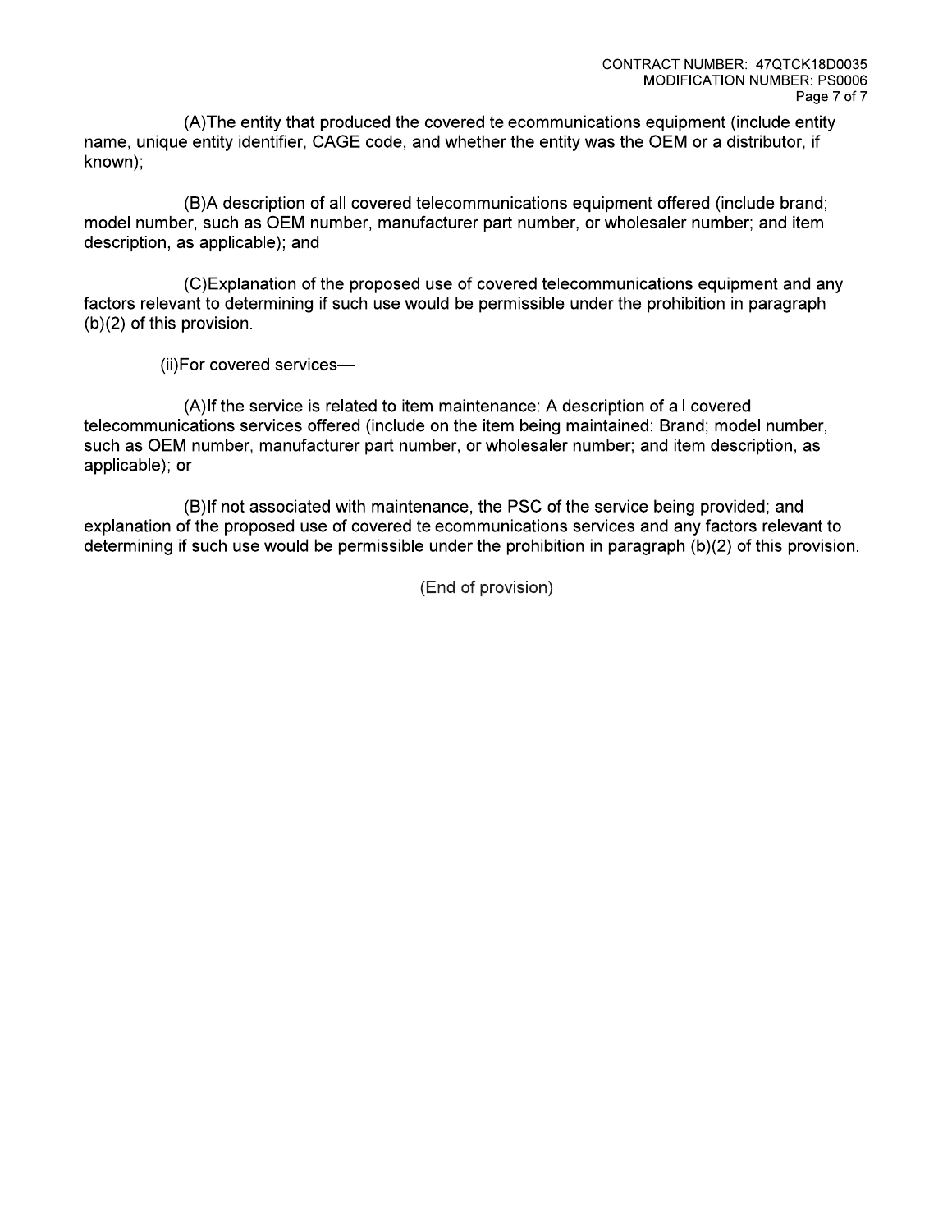(A)The entity that produced the covered telecommunications equipment (include entity name, unique entity identifier, CAGE code, and whether the entity was the OEM or a distributor, if known);

(B)A description of all covered telecommunications equipment offered (include brand; model number, such as OEM number, manufacturer part number, or wholesaler number; and item description, as applicable); and

(C)Explanation of the proposed use of covered telecommunications equipment and any factors relevant to determining if such use would be permissible under the prohibition in paragraph (b)(2) of this provision.

(ii)For covered services—

(A)If the service is related to item maintenance: A description of all covered telecommunications services offered (include on the item being maintained: Brand; model number, such as OEM number, manufacturer part number, or wholesaler number; and item description, as applicable); or

(B)If not associated with maintenance, the PSC of the service being provided; and explanation of the proposed use of covered telecommunications services and any factors relevant to determining if such use would be permissible under the prohibition in paragraph (b)(2) of this provision.

(End of provision)